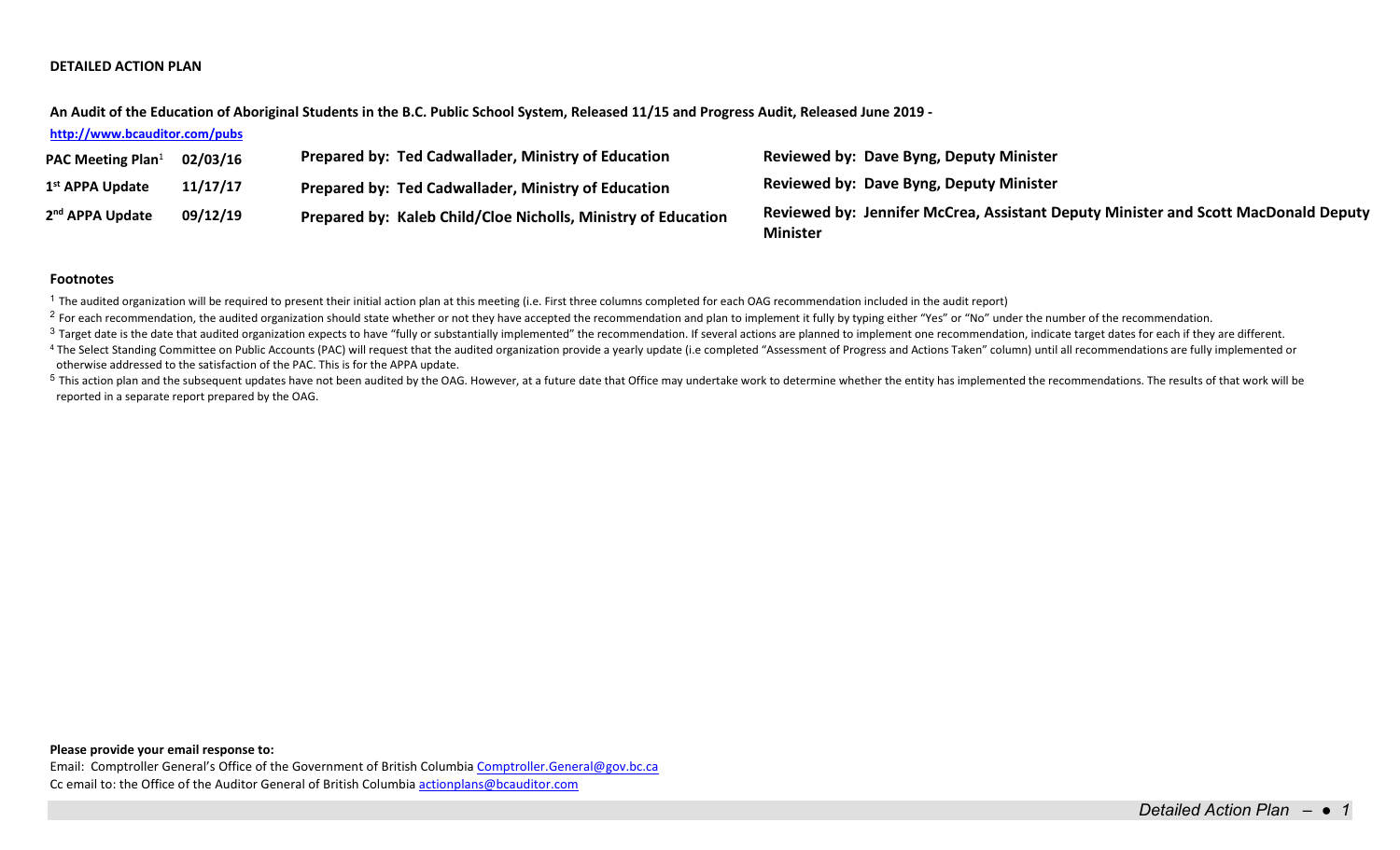**DETAILED ACTION PLAN**

**An Audit of the Education of Aboriginal Students in the B.C. Public School System, Released 11/15 and Progress Audit, Released June 2019 -**

**http://www.bcauditor.com/pubs**

| | | | |
|---|---|---|---|
| **PAC Meeting Plan**[1] | **02/03/16** | **Prepared by: Ted Cadwallader, Ministry of Education** | **Reviewed by: Dave Byng, Deputy Minister** |
| **1st APPA Update** | **11/17/17** | **Prepared by: Ted Cadwallader, Ministry of Education** | **Reviewed by: Dave Byng, Deputy Minister** |
| **2nd APPA Update** | **09/12/19** | **Prepared by: Kaleb Child/Cloe Nicholls, Ministry of Education** | **Reviewed by: Jennifer McCrea, Assistant Deputy Minister and Scott MacDonald Deputy Minister** |

**Footnotes**

[1] The audited organization will be required to present their initial action plan at this meeting (i.e. First three columns completed for each OAG recommendation included in the audit report)

[2] For each recommendation, the audited organization should state whether or not they have accepted the recommendation and plan to implement it fully by typing either "Yes" or "No" under the number of the recommendation.

[3] Target date is the date that audited organization expects to have "fully or substantially implemented" the recommendation. If several actions are planned to implement one recommendation, indicate target dates for each if they are different.

[4] The Select Standing Committee on Public Accounts (PAC) will request that the audited organization provide a yearly update (i.e completed "Assessment of Progress and Actions Taken" column) until all recommendations are fully implemented or otherwise addressed to the satisfaction of the PAC. This is for the APPA update.

[5] This action plan and the subsequent updates have not been audited by the OAG. However, at a future date that Office may undertake work to determine whether the entity has implemented the recommendations. The results of that work will be reported in a separate report prepared by the OAG.

**Please provide your email response to:**

Email: Comptroller General's Office of the Government of British Columbia Comptroller.General@gov.bc.ca

Cc email to: the Office of the Auditor General of British Columbia actionplans@bcauditor.com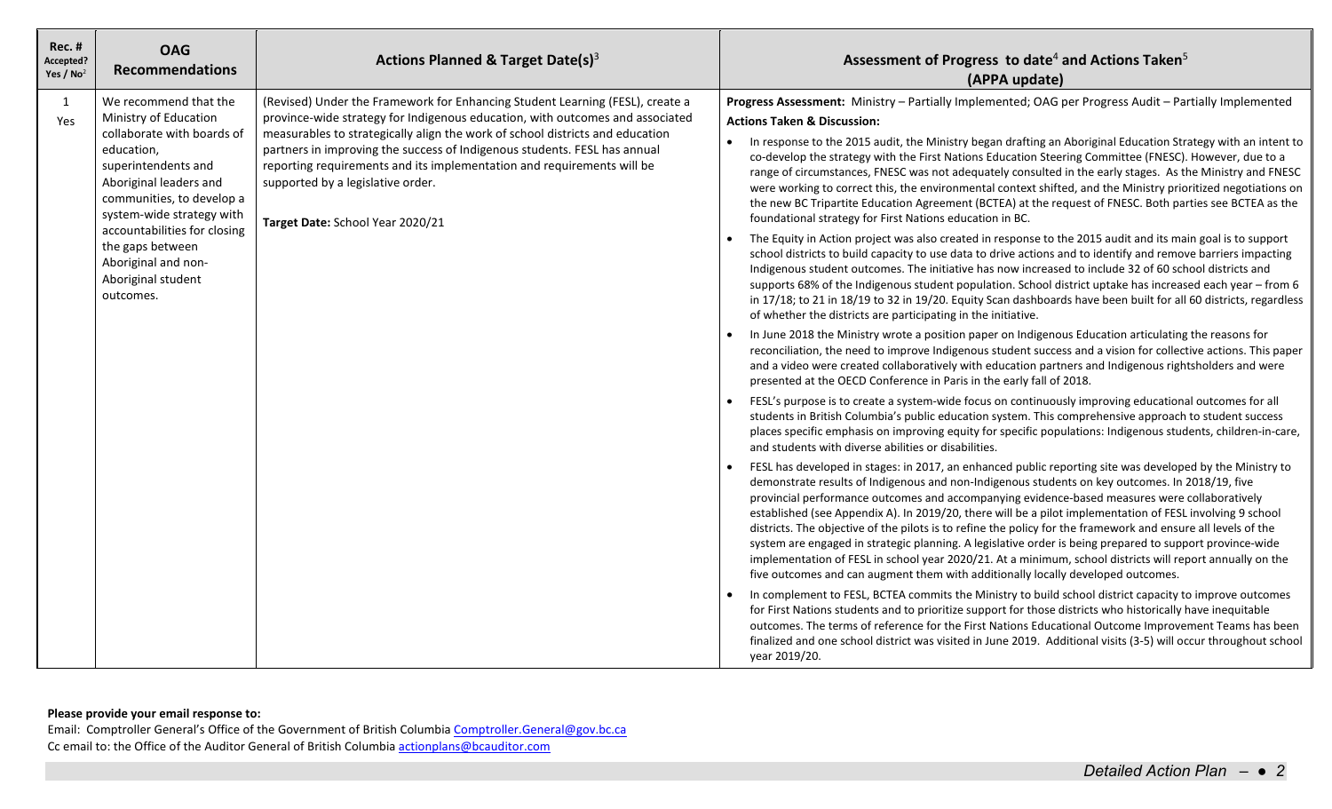| Rec. # Accepted? Yes / No[2] | OAG Recommendations | Actions Planned & Target Date(s)[3] | Assessment of Progress to date[4] and Actions Taken[5] (APPA update) |
|---|---|---|---|
| 1 Yes | We recommend that the Ministry of Education collaborate with boards of education, superintendents and Aboriginal leaders and communities, to develop a system-wide strategy with accountabilities for closing the gaps between Aboriginal and non-Aboriginal student outcomes. | (Revised) Under the Framework for Enhancing Student Learning (FESL), create a province-wide strategy for Indigenous education, with outcomes and associated measurables to strategically align the work of school districts and education partners in improving the success of Indigenous students. FESL has annual reporting requirements and its implementation and requirements will be supported by a legislative order.<br><br>**Target Date:** School Year 2020/21 | **Progress Assessment:** Ministry – Partially Implemented; OAG per Progress Audit – Partially Implemented<br>**Actions Taken & Discussion:**<br>• In response to the 2015 audit, the Ministry began drafting an Aboriginal Education Strategy with an intent to co-develop the strategy with the First Nations Education Steering Committee (FNESC). However, due to a range of circumstances, FNESC was not adequately consulted in the early stages. As the Ministry and FNESC were working to correct this, the environmental context shifted, and the Ministry prioritized negotiations on the new BC Tripartite Education Agreement (BCTEA) at the request of FNESC. Both parties see BCTEA as the foundational strategy for First Nations education in BC.<br>• The Equity in Action project was also created in response to the 2015 audit and its main goal is to support school districts to build capacity to use data to drive actions and to identify and remove barriers impacting Indigenous student outcomes. The initiative has now increased to include 32 of 60 school districts and supports 68% of the Indigenous student population. School district uptake has increased each year – from 6 in 17/18; to 21 in 18/19 to 32 in 19/20. Equity Scan dashboards have been built for all 60 districts, regardless of whether the districts are participating in the initiative.<br>• In June 2018 the Ministry wrote a position paper on Indigenous Education articulating the reasons for reconciliation, the need to improve Indigenous student success and a vision for collective actions. This paper and a video were created collaboratively with education partners and Indigenous rightsholders and were presented at the OECD Conference in Paris in the early fall of 2018.<br>• FESL's purpose is to create a system-wide focus on continuously improving educational outcomes for all students in British Columbia's public education system. This comprehensive approach to student success places specific emphasis on improving equity for specific populations: Indigenous students, children-in-care, and students with diverse abilities or disabilities.<br>• FESL has developed in stages: in 2017, an enhanced public reporting site was developed by the Ministry to demonstrate results of Indigenous and non-Indigenous students on key outcomes. In 2018/19, five provincial performance outcomes and accompanying evidence-based measures were collaboratively established (see Appendix A). In 2019/20, there will be a pilot implementation of FESL involving 9 school districts. The objective of the pilots is to refine the policy for the framework and ensure all levels of the system are engaged in strategic planning. A legislative order is being prepared to support province-wide implementation of FESL in school year 2020/21. At a minimum, school districts will report annually on the five outcomes and can augment them with additionally locally developed outcomes.<br>• In complement to FESL, BCTEA commits the Ministry to build school district capacity to improve outcomes for First Nations students and to prioritize support for those districts who historically have inequitable outcomes. The terms of reference for the First Nations Educational Outcome Improvement Teams has been finalized and one school district was visited in June 2019. Additional visits (3-5) will occur throughout school year 2019/20. |

**Please provide your email response to:**
Email: Comptroller General's Office of the Government of British Columbia Comptroller.General@gov.bc.ca
Cc email to: the Office of the Auditor General of British Columbia actionplans@bcauditor.com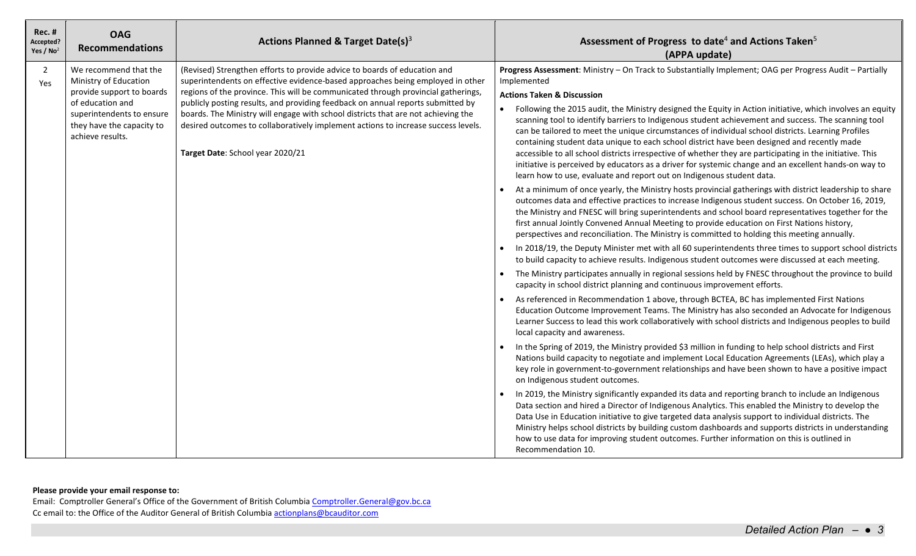| Rec. # Accepted? Yes / No[2] | OAG Recommendations | Actions Planned & Target Date(s)[3] | Assessment of Progress to date[4] and Actions Taken[5] (APPA update) |
|---|---|---|---|
| 2 Yes | We recommend that the Ministry of Education provide support to boards of education and superintendents to ensure they have the capacity to achieve results. | (Revised) Strengthen efforts to provide advice to boards of education and superintendents on effective evidence-based approaches being employed in other regions of the province. This will be communicated through provincial gatherings, publicly posting results, and providing feedback on annual reports submitted by boards. The Ministry will engage with school districts that are not achieving the desired outcomes to collaboratively implement actions to increase success levels.<br><br>**Target Date**: School year 2020/21 | **Progress Assessment**: Ministry – On Track to Substantially Implement; OAG per Progress Audit – Partially Implemented<br><br>**Actions Taken & Discussion**<br><br>• Following the 2015 audit, the Ministry designed the Equity in Action initiative, which involves an equity scanning tool to identify barriers to Indigenous student achievement and success. The scanning tool can be tailored to meet the unique circumstances of individual school districts. Learning Profiles containing student data unique to each school district have been designed and recently made accessible to all school districts irrespective of whether they are participating in the initiative. This initiative is perceived by educators as a driver for systemic change and an excellent hands-on way to learn how to use, evaluate and report out on Indigenous student data.<br><br>• At a minimum of once yearly, the Ministry hosts provincial gatherings with district leadership to share outcomes data and effective practices to increase Indigenous student success. On October 16, 2019, the Ministry and FNESC will bring superintendents and school board representatives together for the first annual Jointly Convened Annual Meeting to provide education on First Nations history, perspectives and reconciliation. The Ministry is committed to holding this meeting annually.<br><br>• In 2018/19, the Deputy Minister met with all 60 superintendents three times to support school districts to build capacity to achieve results. Indigenous student outcomes were discussed at each meeting.<br><br>• The Ministry participates annually in regional sessions held by FNESC throughout the province to build capacity in school district planning and continuous improvement efforts.<br><br>• As referenced in Recommendation 1 above, through BCTEA, BC has implemented First Nations Education Outcome Improvement Teams. The Ministry has also seconded an Advocate for Indigenous Learner Success to lead this work collaboratively with school districts and Indigenous peoples to build local capacity and awareness.<br><br>• In the Spring of 2019, the Ministry provided $3 million in funding to help school districts and First Nations build capacity to negotiate and implement Local Education Agreements (LEAs), which play a key role in government-to-government relationships and have been shown to have a positive impact on Indigenous student outcomes.<br><br>• In 2019, the Ministry significantly expanded its data and reporting branch to include an Indigenous Data section and hired a Director of Indigenous Analytics. This enabled the Ministry to develop the Data Use in Education initiative to give targeted data analysis support to individual districts. The Ministry helps school districts by building custom dashboards and supports districts in understanding how to use data for improving student outcomes. Further information on this is outlined in Recommendation 10. |

**Please provide your email response to:**

Email: Comptroller General's Office of the Government of British Columbia Comptroller.General@gov.bc.ca
Cc email to: the Office of the Auditor General of British Columbia actionplans@bcauditor.com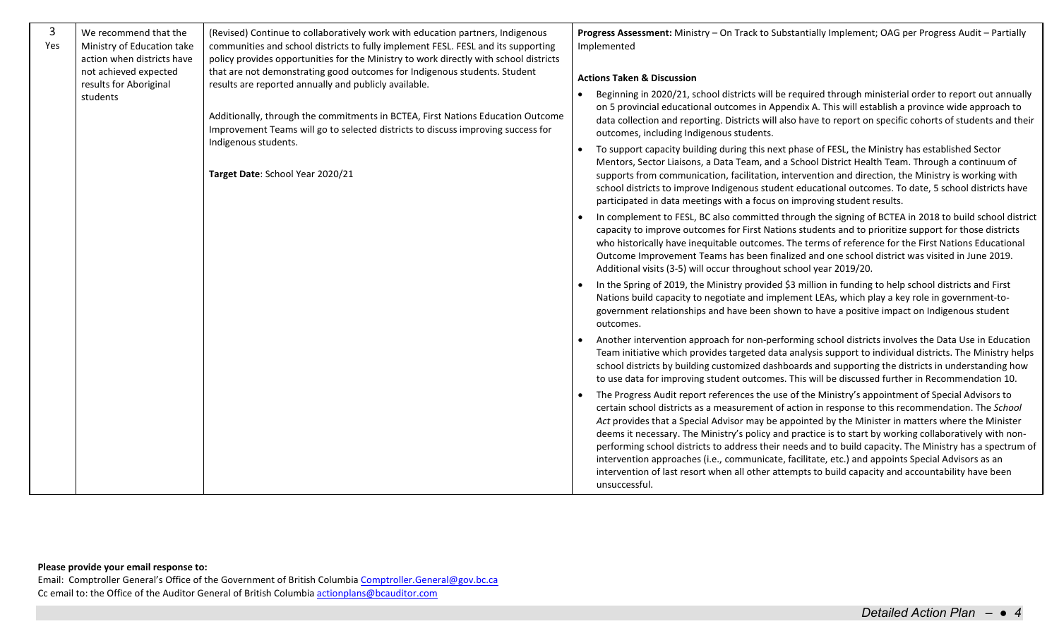| 3 Yes | We recommend that the Ministry of Education take action when districts have not achieved expected results for Aboriginal students | (Revised) Continue to collaboratively work with education partners, Indigenous communities and school districts to fully implement FESL. FESL and its supporting policy provides opportunities for the Ministry to work directly with school districts that are not demonstrating good outcomes for Indigenous students. Student results are reported annually and publicly available.<br><br>Additionally, through the commitments in BCTEA, First Nations Education Outcome Improvement Teams will go to selected districts to discuss improving success for Indigenous students.<br><br>**Target Date**: School Year 2020/21 | **Progress Assessment:** Ministry – On Track to Substantially Implement; OAG per Progress Audit – Partially Implemented<br><br>**Actions Taken & Discussion**<br>• Beginning in 2020/21, school districts will be required through ministerial order to report out annually on 5 provincial educational outcomes in Appendix A. This will establish a province wide approach to data collection and reporting. Districts will also have to report on specific cohorts of students and their outcomes, including Indigenous students.<br>• To support capacity building during this next phase of FESL, the Ministry has established Sector Mentors, Sector Liaisons, a Data Team, and a School District Health Team. Through a continuum of supports from communication, facilitation, intervention and direction, the Ministry is working with school districts to improve Indigenous student educational outcomes. To date, 5 school districts have participated in data meetings with a focus on improving student results.<br>• In complement to FESL, BC also committed through the signing of BCTEA in 2018 to build school district capacity to improve outcomes for First Nations students and to prioritize support for those districts who historically have inequitable outcomes. The terms of reference for the First Nations Educational Outcome Improvement Teams has been finalized and one school district was visited in June 2019. Additional visits (3-5) will occur throughout school year 2019/20.<br>• In the Spring of 2019, the Ministry provided $3 million in funding to help school districts and First Nations build capacity to negotiate and implement LEAs, which play a key role in government-to-government relationships and have been shown to have a positive impact on Indigenous student outcomes.<br>• Another intervention approach for non-performing school districts involves the Data Use in Education Team initiative which provides targeted data analysis support to individual districts. The Ministry helps school districts by building customized dashboards and supporting the districts in understanding how to use data for improving student outcomes. This will be discussed further in Recommendation 10.<br>• The Progress Audit report references the use of the Ministry's appointment of Special Advisors to certain school districts as a measurement of action in response to this recommendation. The *School Act* provides that a Special Advisor may be appointed by the Minister in matters where the Minister deems it necessary. The Ministry's policy and practice is to start by working collaboratively with non-performing school districts to address their needs and to build capacity. The Ministry has a spectrum of intervention approaches (i.e., communicate, facilitate, etc.) and appoints Special Advisors as an intervention of last resort when all other attempts to build capacity and accountability have been unsuccessful. |
|---|---|---|---|

**Please provide your email response to:**
Email: Comptroller General's Office of the Government of British Columbia Comptroller.General@gov.bc.ca
Cc email to: the Office of the Auditor General of British Columbia actionplans@bcauditor.com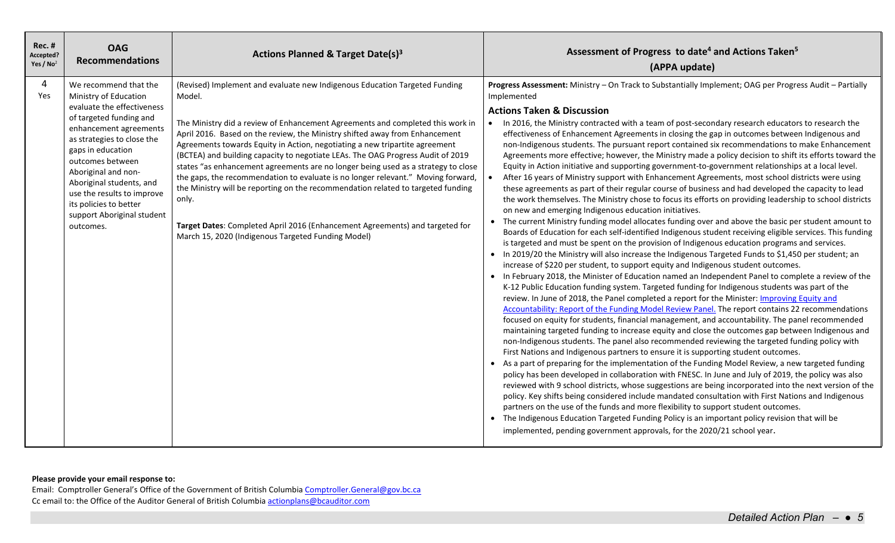| Rec. # Accepted? Yes / No[2] | OAG Recommendations | Actions Planned & Target Date(s)[3] | Assessment of Progress to date[4] and Actions Taken[5] (APPA update) |
|---|---|---|---|
| 4<br>Yes | We recommend that the Ministry of Education evaluate the effectiveness of targeted funding and enhancement agreements as strategies to close the gaps in education outcomes between Aboriginal and non-Aboriginal students, and use the results to improve its policies to better support Aboriginal student outcomes. | (Revised) Implement and evaluate new Indigenous Education Targeted Funding Model.<br><br>The Ministry did a review of Enhancement Agreements and completed this work in April 2016. Based on the review, the Ministry shifted away from Enhancement Agreements towards Equity in Action, negotiating a new tripartite agreement (BCTEA) and building capacity to negotiate LEAs. The OAG Progress Audit of 2019 states "as enhancement agreements are no longer being used as a strategy to close the gaps, the recommendation to evaluate is no longer relevant." Moving forward, the Ministry will be reporting on the recommendation related to targeted funding only.<br><br>**Target Dates**: Completed April 2016 (Enhancement Agreements) and targeted for March 15, 2020 (Indigenous Targeted Funding Model) | **Progress Assessment:** Ministry – On Track to Substantially Implement; OAG per Progress Audit – Partially Implemented<br><br>**Actions Taken & Discussion**<br>• In 2016, the Ministry contracted with a team of post-secondary research educators to research the effectiveness of Enhancement Agreements in closing the gap in outcomes between Indigenous and non-Indigenous students. The pursuant report contained six recommendations to make Enhancement Agreements more effective; however, the Ministry made a policy decision to shift its efforts toward the Equity in Action initiative and supporting government-to-government relationships at a local level.<br>• After 16 years of Ministry support with Enhancement Agreements, most school districts were using these agreements as part of their regular course of business and had developed the capacity to lead the work themselves. The Ministry chose to focus its efforts on providing leadership to school districts on new and emerging Indigenous education initiatives.<br>• The current Ministry funding model allocates funding over and above the basic per student amount to Boards of Education for each self-identified Indigenous student receiving eligible services. This funding is targeted and must be spent on the provision of Indigenous education programs and services.<br>• In 2019/20 the Ministry will also increase the Indigenous Targeted Funds to $1,450 per student; an increase of $220 per student, to support equity and Indigenous student outcomes.<br>• In February 2018, the Minister of Education named an Independent Panel to complete a review of the K-12 Public Education funding system. Targeted funding for Indigenous students was part of the review. In June of 2018, the Panel completed a report for the Minister: Improving Equity and Accountability: Report of the Funding Model Review Panel. The report contains 22 recommendations focused on equity for students, financial management, and accountability. The panel recommended maintaining targeted funding to increase equity and close the outcomes gap between Indigenous and non-Indigenous students. The panel also recommended reviewing the targeted funding policy with First Nations and Indigenous partners to ensure it is supporting student outcomes.<br>• As a part of preparing for the implementation of the Funding Model Review, a new targeted funding policy has been developed in collaboration with FNESC. In June and July of 2019, the policy was also reviewed with 9 school districts, whose suggestions are being incorporated into the next version of the policy. Key shifts being considered include mandated consultation with First Nations and Indigenous partners on the use of the funds and more flexibility to support student outcomes.<br>• The Indigenous Education Targeted Funding Policy is an important policy revision that will be implemented, pending government approvals, for the 2020/21 school year. |

**Please provide your email response to:**
Email: Comptroller General's Office of the Government of British Columbia Comptroller.General@gov.bc.ca
Cc email to: the Office of the Auditor General of British Columbia actionplans@bcauditor.com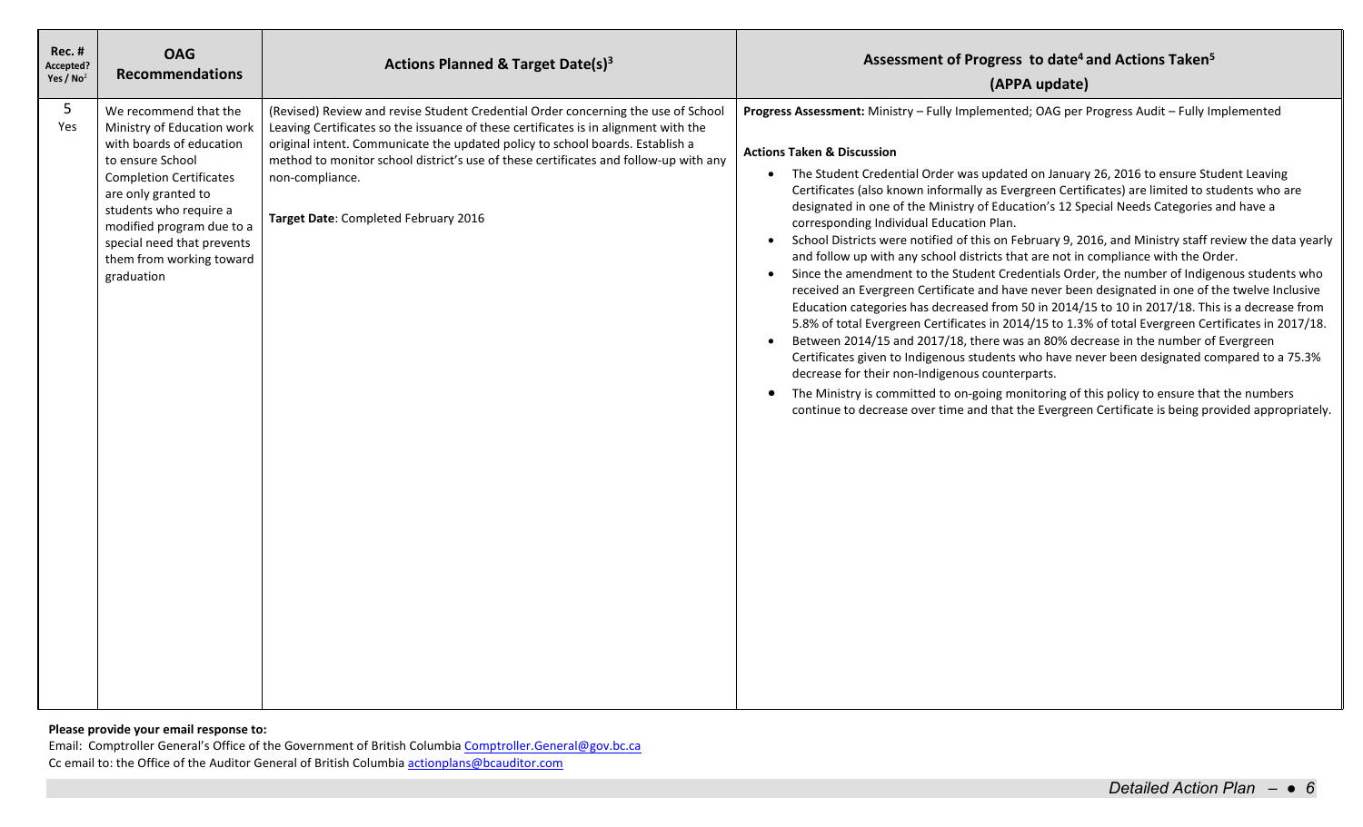| Rec. # Accepted? Yes / No[2] | OAG Recommendations | Actions Planned & Target Date(s)[3] | Assessment of Progress to date[4] and Actions Taken[5] (APPA update) |
|---|---|---|---|
| 5 Yes | We recommend that the Ministry of Education work with boards of education to ensure School Completion Certificates are only granted to students who require a modified program due to a special need that prevents them from working toward graduation | (Revised) Review and revise Student Credential Order concerning the use of School Leaving Certificates so the issuance of these certificates is in alignment with the original intent. Communicate the updated policy to school boards. Establish a method to monitor school district's use of these certificates and follow-up with any non-compliance.<br><br>**Target Date**: Completed February 2016 | **Progress Assessment:** Ministry – Fully Implemented; OAG per Progress Audit – Fully Implemented<br><br>**Actions Taken & Discussion**<br>• The Student Credential Order was updated on January 26, 2016 to ensure Student Leaving Certificates (also known informally as Evergreen Certificates) are limited to students who are designated in one of the Ministry of Education's 12 Special Needs Categories and have a corresponding Individual Education Plan.<br>• School Districts were notified of this on February 9, 2016, and Ministry staff review the data yearly and follow up with any school districts that are not in compliance with the Order.<br>• Since the amendment to the Student Credentials Order, the number of Indigenous students who received an Evergreen Certificate and have never been designated in one of the twelve Inclusive Education categories has decreased from 50 in 2014/15 to 10 in 2017/18. This is a decrease from 5.8% of total Evergreen Certificates in 2014/15 to 1.3% of total Evergreen Certificates in 2017/18.<br>• Between 2014/15 and 2017/18, there was an 80% decrease in the number of Evergreen Certificates given to Indigenous students who have never been designated compared to a 75.3% decrease for their non-Indigenous counterparts.<br>• The Ministry is committed to on-going monitoring of this policy to ensure that the numbers continue to decrease over time and that the Evergreen Certificate is being provided appropriately. |

**Please provide your email response to:**
Email: Comptroller General's Office of the Government of British Columbia Comptroller.General@gov.bc.ca
Cc email to: the Office of the Auditor General of British Columbia actionplans@bcauditor.com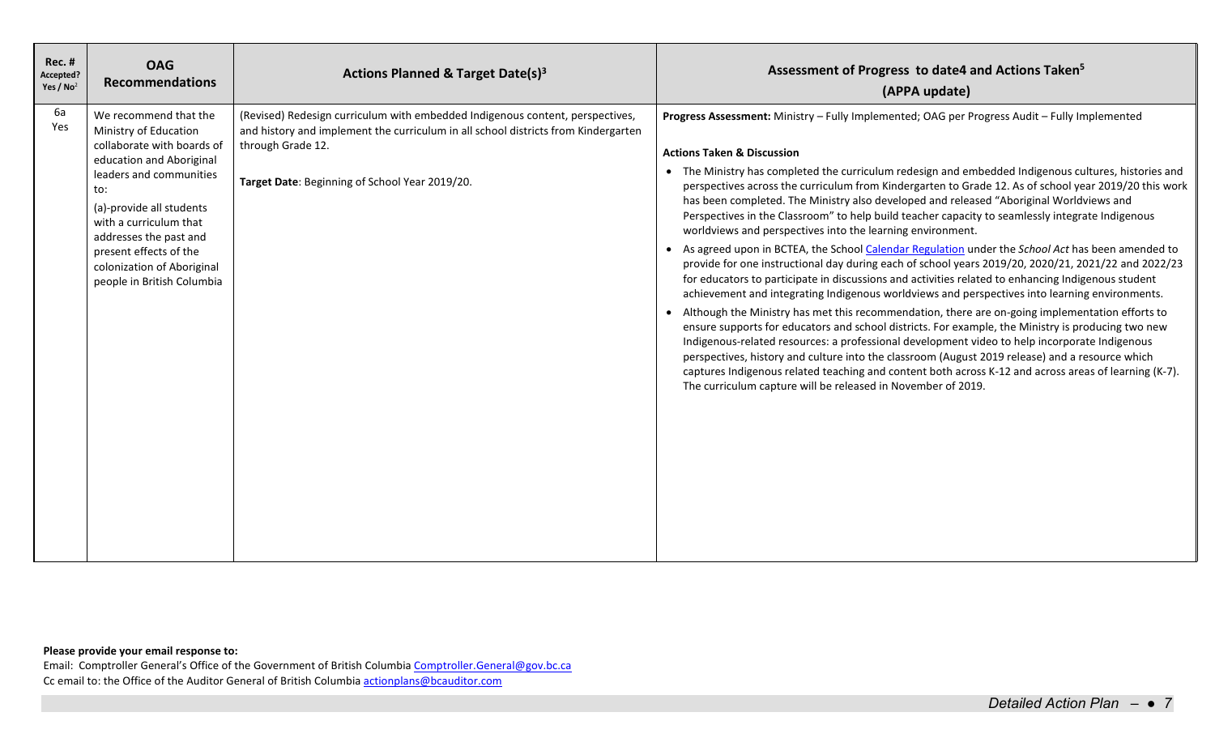| Rec. # Accepted? Yes / No[2] | OAG Recommendations | Actions Planned & Target Date(s)[3] | Assessment of Progress to date4 and Actions Taken[5] (APPA update) |
|---|---|---|---|
| 6a Yes | We recommend that the Ministry of Education collaborate with boards of education and Aboriginal leaders and communities to:<br><br>(a)-provide all students with a curriculum that addresses the past and present effects of the colonization of Aboriginal people in British Columbia | (Revised) Redesign curriculum with embedded Indigenous content, perspectives, and history and implement the curriculum in all school districts from Kindergarten through Grade 12.<br><br>**Target Date**: Beginning of School Year 2019/20. | **Progress Assessment:** Ministry – Fully Implemented; OAG per Progress Audit – Fully Implemented<br><br>**Actions Taken & Discussion**<br><br>• The Ministry has completed the curriculum redesign and embedded Indigenous cultures, histories and perspectives across the curriculum from Kindergarten to Grade 12. As of school year 2019/20 this work has been completed. The Ministry also developed and released "Aboriginal Worldviews and Perspectives in the Classroom" to help build teacher capacity to seamlessly integrate Indigenous worldviews and perspectives into the learning environment.<br><br>• As agreed upon in BCTEA, the School Calendar Regulation under the *School Act* has been amended to provide for one instructional day during each of school years 2019/20, 2020/21, 2021/22 and 2022/23 for educators to participate in discussions and activities related to enhancing Indigenous student achievement and integrating Indigenous worldviews and perspectives into learning environments.<br><br>• Although the Ministry has met this recommendation, there are on-going implementation efforts to ensure supports for educators and school districts. For example, the Ministry is producing two new Indigenous-related resources: a professional development video to help incorporate Indigenous perspectives, history and culture into the classroom (August 2019 release) and a resource which captures Indigenous related teaching and content both across K-12 and across areas of learning (K-7). The curriculum capture will be released in November of 2019. |

**Please provide your email response to:**

Email: Comptroller General's Office of the Government of British Columbia Comptroller.General@gov.bc.ca

Cc email to: the Office of the Auditor General of British Columbia actionplans@bcauditor.com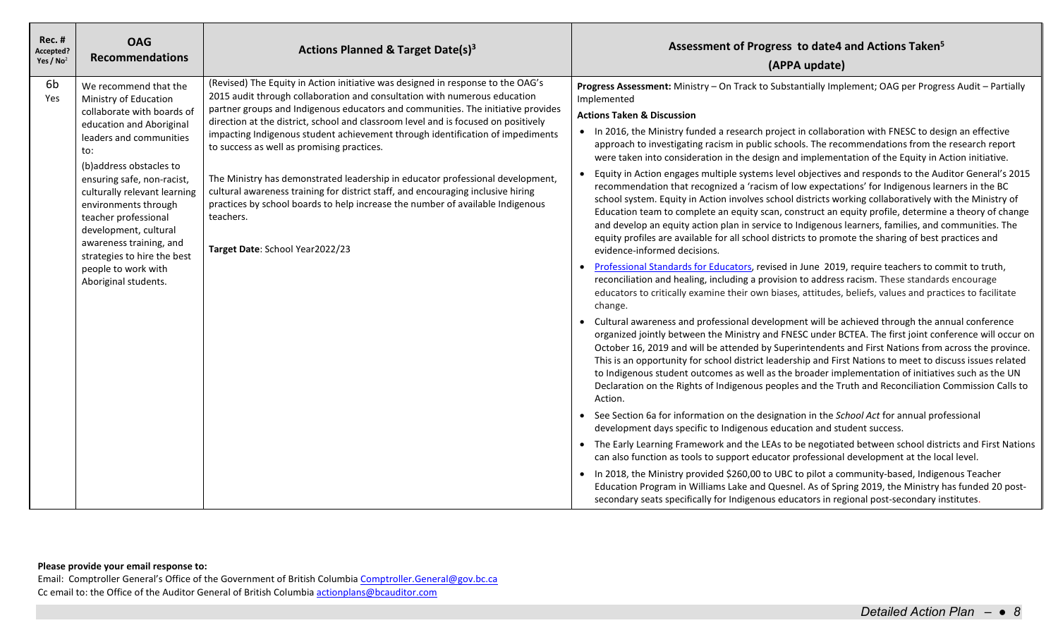| Rec. # Accepted? Yes / No[2] | OAG Recommendations | Actions Planned & Target Date(s)[3] | Assessment of Progress to date4 and Actions Taken[5] (APPA update) |
|---|---|---|---|
| 6b Yes | We recommend that the Ministry of Education collaborate with boards of education and Aboriginal leaders and communities to:<br><br>(b)address obstacles to ensuring safe, non-racist, culturally relevant learning environments through teacher professional development, cultural awareness training, and strategies to hire the best people to work with Aboriginal students. | (Revised) The Equity in Action initiative was designed in response to the OAG's 2015 audit through collaboration and consultation with numerous education partner groups and Indigenous educators and communities. The initiative provides direction at the district, school and classroom level and is focused on positively impacting Indigenous student achievement through identification of impediments to success as well as promising practices.<br><br>The Ministry has demonstrated leadership in educator professional development, cultural awareness training for district staff, and encouraging inclusive hiring practices by school boards to help increase the number of available Indigenous teachers.<br><br>**Target Date**: School Year2022/23 | **Progress Assessment:** Ministry – On Track to Substantially Implement; OAG per Progress Audit – Partially Implemented<br><br>**Actions Taken & Discussion**<br><br>• In 2016, the Ministry funded a research project in collaboration with FNESC to design an effective approach to investigating racism in public schools. The recommendations from the research report were taken into consideration in the design and implementation of the Equity in Action initiative.<br><br>• Equity in Action engages multiple systems level objectives and responds to the Auditor General's 2015 recommendation that recognized a 'racism of low expectations' for Indigenous learners in the BC school system. Equity in Action involves school districts working collaboratively with the Ministry of Education team to complete an equity scan, construct an equity profile, determine a theory of change and develop an equity action plan in service to Indigenous learners, families, and communities. The equity profiles are available for all school districts to promote the sharing of best practices and evidence-informed decisions.<br><br>• Professional Standards for Educators, revised in June 2019, require teachers to commit to truth, reconciliation and healing, including a provision to address racism. These standards encourage educators to critically examine their own biases, attitudes, beliefs, values and practices to facilitate change.<br><br>• Cultural awareness and professional development will be achieved through the annual conference organized jointly between the Ministry and FNESC under BCTEA. The first joint conference will occur on October 16, 2019 and will be attended by Superintendents and First Nations from across the province. This is an opportunity for school district leadership and First Nations to meet to discuss issues related to Indigenous student outcomes as well as the broader implementation of initiatives such as the UN Declaration on the Rights of Indigenous peoples and the Truth and Reconciliation Commission Calls to Action.<br><br>• See Section 6a for information on the designation in the *School Act* for annual professional development days specific to Indigenous education and student success.<br><br>• The Early Learning Framework and the LEAs to be negotiated between school districts and First Nations can also function as tools to support educator professional development at the local level.<br><br>• In 2018, the Ministry provided $260,00 to UBC to pilot a community-based, Indigenous Teacher Education Program in Williams Lake and Quesnel. As of Spring 2019, the Ministry has funded 20 post-secondary seats specifically for Indigenous educators in regional post-secondary institutes. |

**Please provide your email response to:**

Email: Comptroller General's Office of the Government of British Columbia Comptroller.General@gov.bc.ca

Cc email to: the Office of the Auditor General of British Columbia actionplans@bcauditor.com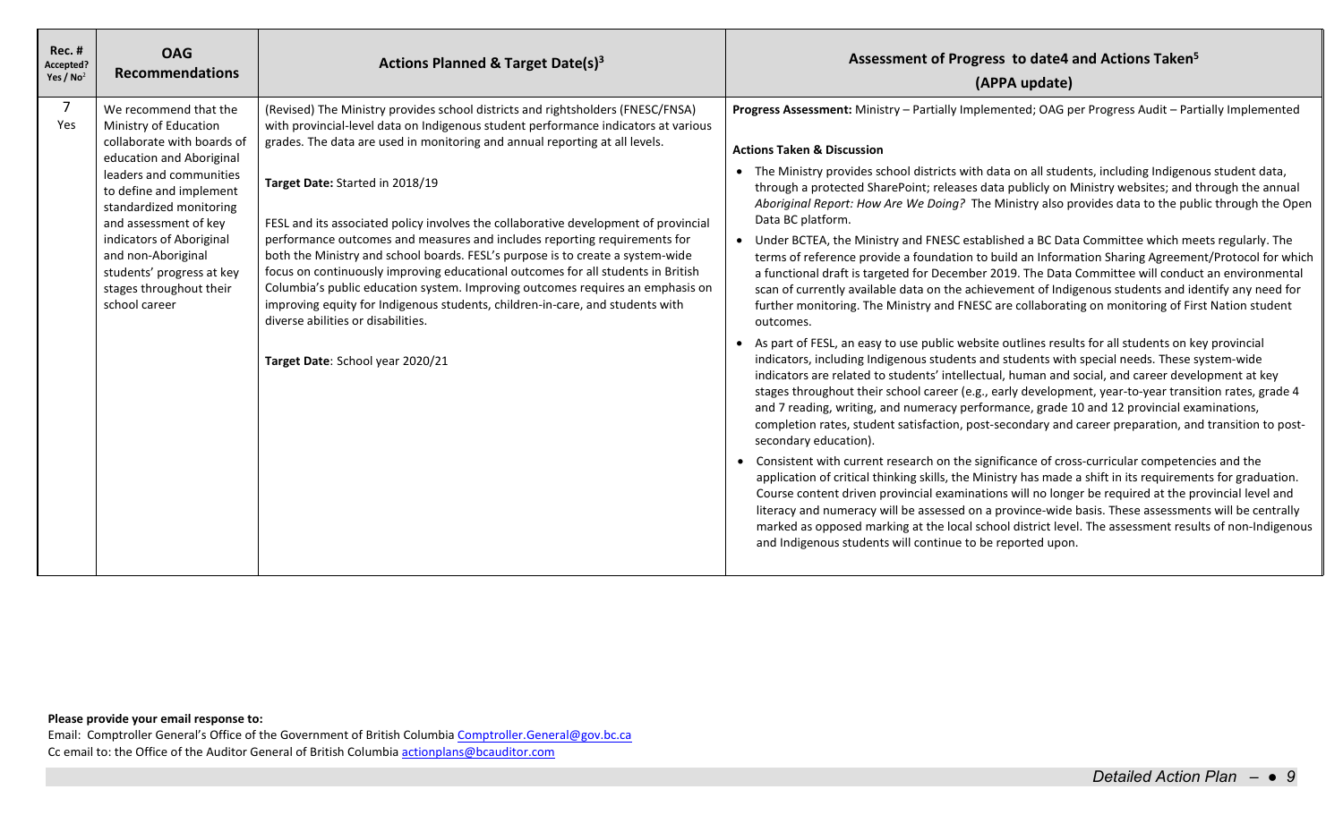| Rec. # Accepted? Yes / No[2] | OAG Recommendations | Actions Planned & Target Date(s)[3] | Assessment of Progress to date4 and Actions Taken[5] (APPA update) |
|---|---|---|---|
| 7 Yes | We recommend that the Ministry of Education collaborate with boards of education and Aboriginal leaders and communities to define and implement standardized monitoring and assessment of key indicators of Aboriginal and non-Aboriginal students' progress at key stages throughout their school career | (Revised) The Ministry provides school districts and rightsholders (FNESC/FNSA) with provincial-level data on Indigenous student performance indicators at various grades. The data are used in monitoring and annual reporting at all levels.<br><br>**Target Date:** Started in 2018/19<br><br>FESL and its associated policy involves the collaborative development of provincial performance outcomes and measures and includes reporting requirements for both the Ministry and school boards. FESL's purpose is to create a system-wide focus on continuously improving educational outcomes for all students in British Columbia's public education system. Improving outcomes requires an emphasis on improving equity for Indigenous students, children-in-care, and students with diverse abilities or disabilities.<br><br>**Target Date**: School year 2020/21 | **Progress Assessment:** Ministry – Partially Implemented; OAG per Progress Audit – Partially Implemented<br><br>**Actions Taken & Discussion**<br><br>• The Ministry provides school districts with data on all students, including Indigenous student data, through a protected SharePoint; releases data publicly on Ministry websites; and through the annual *Aboriginal Report: How Are We Doing?* The Ministry also provides data to the public through the Open Data BC platform.<br><br>• Under BCTEA, the Ministry and FNESC established a BC Data Committee which meets regularly. The terms of reference provide a foundation to build an Information Sharing Agreement/Protocol for which a functional draft is targeted for December 2019. The Data Committee will conduct an environmental scan of currently available data on the achievement of Indigenous students and identify any need for further monitoring. The Ministry and FNESC are collaborating on monitoring of First Nation student outcomes.<br><br>• As part of FESL, an easy to use public website outlines results for all students on key provincial indicators, including Indigenous students and students with special needs. These system-wide indicators are related to students' intellectual, human and social, and career development at key stages throughout their school career (e.g., early development, year-to-year transition rates, grade 4 and 7 reading, writing, and numeracy performance, grade 10 and 12 provincial examinations, completion rates, student satisfaction, post-secondary and career preparation, and transition to post-secondary education).<br><br>• Consistent with current research on the significance of cross-curricular competencies and the application of critical thinking skills, the Ministry has made a shift in its requirements for graduation. Course content driven provincial examinations will no longer be required at the provincial level and literacy and numeracy will be assessed on a province-wide basis. These assessments will be centrally marked as opposed marking at the local school district level. The assessment results of non-Indigenous and Indigenous students will continue to be reported upon. |

**Please provide your email response to:**
Email: Comptroller General's Office of the Government of British Columbia Comptroller.General@gov.bc.ca
Cc email to: the Office of the Auditor General of British Columbia actionplans@bcauditor.com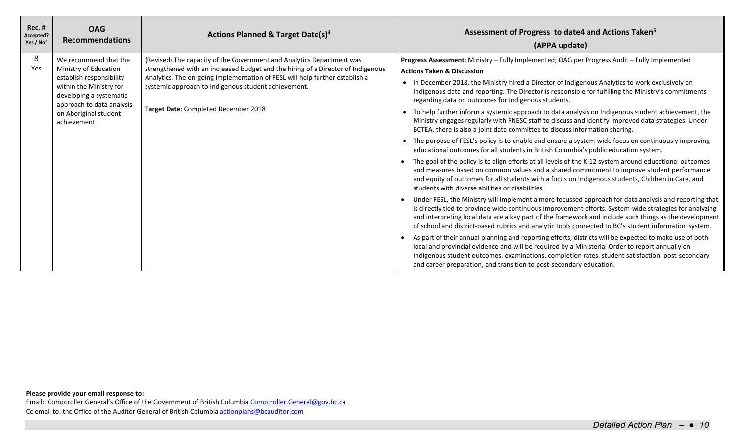| Rec. # Accepted? Yes / No[2] | OAG Recommendations | Actions Planned & Target Date(s)[3] | Assessment of Progress to date4 and Actions Taken[5] (APPA update) |
|---|---|---|---|
| 8 Yes | We recommend that the Ministry of Education establish responsibility within the Ministry for developing a systematic approach to data analysis on Aboriginal student achievement | (Revised) The capacity of the Government and Analytics Department was strengthened with an increased budget and the hiring of a Director of Indigenous Analytics. The on-going implementation of FESL will help further establish a systemic approach to Indigenous student achievement.<br><br>**Target Date**: Completed December 2018 | **Progress Assessment:** Ministry – Fully Implemented; OAG per Progress Audit – Fully Implemented<br>**Actions Taken & Discussion**<br>• In December 2018, the Ministry hired a Director of Indigenous Analytics to work exclusively on Indigenous data and reporting. The Director is responsible for fulfilling the Ministry's commitments regarding data on outcomes for Indigenous students.<br>• To help further inform a systemic approach to data analysis on Indigenous student achievement, the Ministry engages regularly with FNESC staff to discuss and identify improved data strategies. Under BCTEA, there is also a joint data committee to discuss information sharing.<br>• The purpose of FESL's policy is to enable and ensure a system-wide focus on continuously improving educational outcomes for all students in British Columbia's public education system.<br>• The goal of the policy is to align efforts at all levels of the K-12 system around educational outcomes and measures based on common values and a shared commitment to improve student performance and equity of outcomes for all students with a focus on Indigenous students, Children in Care, and students with diverse abilities or disabilities<br>• Under FESL, the Ministry will implement a more focussed approach for data analysis and reporting that is directly tied to province-wide continuous improvement efforts. System-wide strategies for analyzing and interpreting local data are a key part of the framework and include such things as the development of school and district-based rubrics and analytic tools connected to BC's student information system.<br>• As part of their annual planning and reporting efforts, districts will be expected to make use of both local and provincial evidence and will be required by a Ministerial Order to report annually on Indigenous student outcomes, examinations, completion rates, student satisfaction, post-secondary and career preparation, and transition to post-secondary education. |

**Please provide your email response to:**

Email: Comptroller General's Office of the Government of British Columbia Comptroller.General@gov.bc.ca
Cc email to: the Office of the Auditor General of British Columbia actionplans@bcauditor.com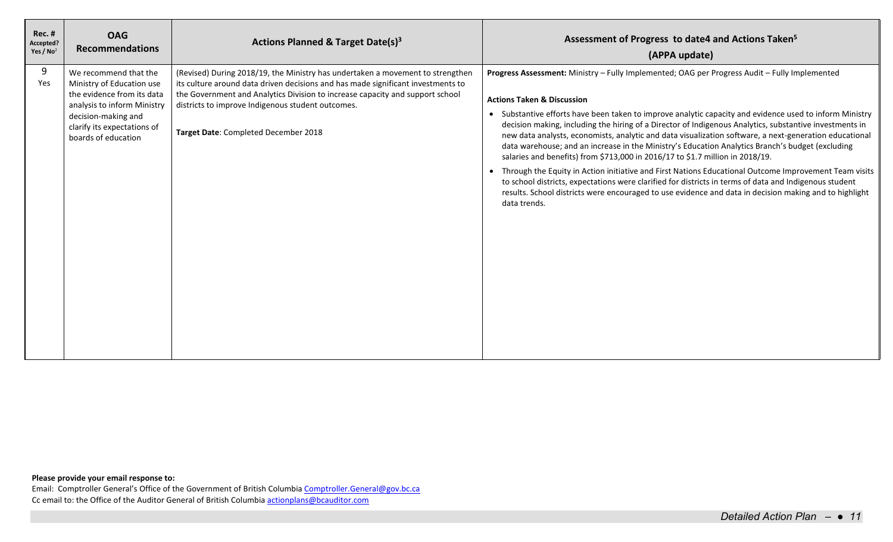| Rec. # Accepted? Yes / No[2] | OAG Recommendations | Actions Planned & Target Date(s)[3] | Assessment of Progress to date4 and Actions Taken[5] (APPA update) |
|---|---|---|---|
| 9 Yes | We recommend that the Ministry of Education use the evidence from its data analysis to inform Ministry decision-making and clarify its expectations of boards of education | (Revised) During 2018/19, the Ministry has undertaken a movement to strengthen its culture around data driven decisions and has made significant investments to the Government and Analytics Division to increase capacity and support school districts to improve Indigenous student outcomes.<br><br>**Target Date**: Completed December 2018 | **Progress Assessment:** Ministry – Fully Implemented; OAG per Progress Audit – Fully Implemented<br><br>**Actions Taken & Discussion**<br><br>• Substantive efforts have been taken to improve analytic capacity and evidence used to inform Ministry decision making, including the hiring of a Director of Indigenous Analytics, substantive investments in new data analysts, economists, analytic and data visualization software, a next-generation educational data warehouse; and an increase in the Ministry's Education Analytics Branch's budget (excluding salaries and benefits) from $713,000 in 2016/17 to $1.7 million in 2018/19.<br><br>• Through the Equity in Action initiative and First Nations Educational Outcome Improvement Team visits to school districts, expectations were clarified for districts in terms of data and Indigenous student results. School districts were encouraged to use evidence and data in decision making and to highlight data trends. |

**Please provide your email response to:**

Email: Comptroller General's Office of the Government of British Columbia Comptroller.General@gov.bc.ca

Cc email to: the Office of the Auditor General of British Columbia actionplans@bcauditor.com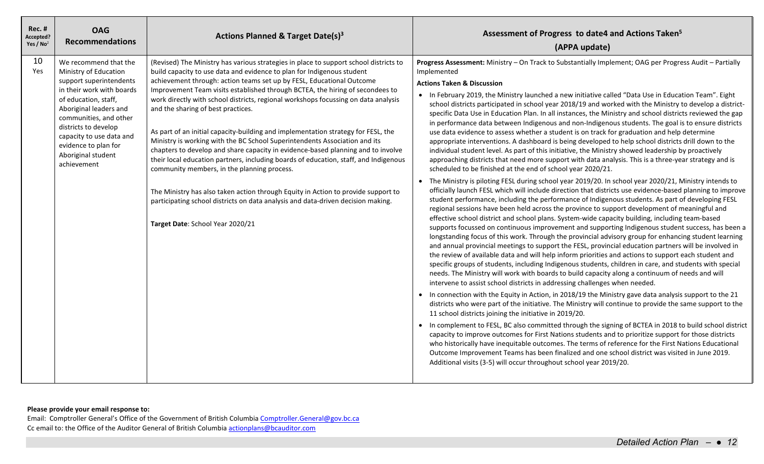| Rec. # Accepted? Yes / No[2] | OAG Recommendations | Actions Planned & Target Date(s)[3] | Assessment of Progress to date4 and Actions Taken[5] (APPA update) |
|---|---|---|---|
| 10 Yes | We recommend that the Ministry of Education support superintendents in their work with boards of education, staff, Aboriginal leaders and communities, and other districts to develop capacity to use data and evidence to plan for Aboriginal student achievement | (Revised) The Ministry has various strategies in place to support school districts to build capacity to use data and evidence to plan for Indigenous student achievement through: action teams set up by FESL, Educational Outcome Improvement Team visits established through BCTEA, the hiring of secondees to work directly with school districts, regional workshops focussing on data analysis and the sharing of best practices.<br><br>As part of an initial capacity-building and implementation strategy for FESL, the Ministry is working with the BC School Superintendents Association and its chapters to develop and share capacity in evidence-based planning and to involve their local education partners, including boards of education, staff, and Indigenous community members, in the planning process.<br><br>The Ministry has also taken action through Equity in Action to provide support to participating school districts on data analysis and data-driven decision making.<br><br>**Target Date**: School Year 2020/21 | **Progress Assessment:** Ministry – On Track to Substantially Implement; OAG per Progress Audit – Partially Implemented<br><br>**Actions Taken & Discussion**<br><br>• In February 2019, the Ministry launched a new initiative called "Data Use in Education Team". Eight school districts participated in school year 2018/19 and worked with the Ministry to develop a district-specific Data Use in Education Plan. In all instances, the Ministry and school districts reviewed the gap in performance data between Indigenous and non-Indigenous students. The goal is to ensure districts use data evidence to assess whether a student is on track for graduation and help determine appropriate interventions. A dashboard is being developed to help school districts drill down to the individual student level. As part of this initiative, the Ministry showed leadership by proactively approaching districts that need more support with data analysis. This is a three-year strategy and is scheduled to be finished at the end of school year 2020/21.<br><br>• The Ministry is piloting FESL during school year 2019/20. In school year 2020/21, Ministry intends to officially launch FESL which will include direction that districts use evidence-based planning to improve student performance, including the performance of Indigenous students. As part of developing FESL regional sessions have been held across the province to support development of meaningful and effective school district and school plans. System-wide capacity building, including team-based supports focussed on continuous improvement and supporting Indigenous student success, has been a longstanding focus of this work. Through the provincial advisory group for enhancing student learning and annual provincial meetings to support the FESL, provincial education partners will be involved in the review of available data and will help inform priorities and actions to support each student and specific groups of students, including Indigenous students, children in care, and students with special needs. The Ministry will work with boards to build capacity along a continuum of needs and will intervene to assist school districts in addressing challenges when needed.<br><br>• In connection with the Equity in Action, in 2018/19 the Ministry gave data analysis support to the 21 districts who were part of the initiative. The Ministry will continue to provide the same support to the 11 school districts joining the initiative in 2019/20.<br><br>• In complement to FESL, BC also committed through the signing of BCTEA in 2018 to build school district capacity to improve outcomes for First Nations students and to prioritize support for those districts who historically have inequitable outcomes. The terms of reference for the First Nations Educational Outcome Improvement Teams has been finalized and one school district was visited in June 2019. Additional visits (3-5) will occur throughout school year 2019/20. |

**Please provide your email response to:**

Email: Comptroller General's Office of the Government of British Columbia Comptroller.General@gov.bc.ca

Cc email to: the Office of the Auditor General of British Columbia actionplans@bcauditor.com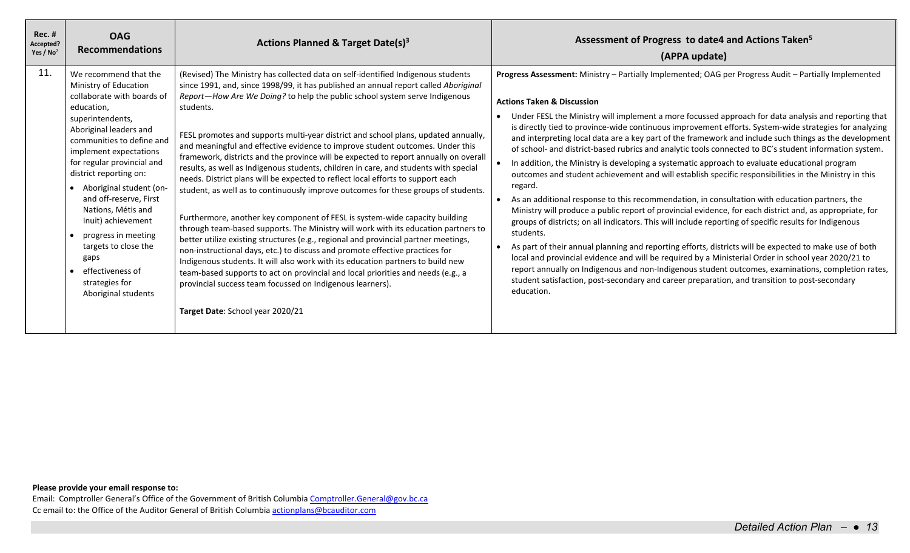| Rec. # Accepted? Yes / No[2] | OAG Recommendations | Actions Planned & Target Date(s)[3] | Assessment of Progress to date4 and Actions Taken[5] (APPA update) |
|---|---|---|---|
| 11. | We recommend that the Ministry of Education collaborate with boards of education, superintendents, Aboriginal leaders and communities to define and implement expectations for regular provincial and district reporting on:<br>• Aboriginal student (on- and off-reserve, First Nations, Métis and Inuit) achievement<br>• progress in meeting targets to close the gaps<br>• effectiveness of strategies for Aboriginal students | (Revised) The Ministry has collected data on self-identified Indigenous students since 1991, and, since 1998/99, it has published an annual report called *Aboriginal Report—How Are We Doing?* to help the public school system serve Indigenous students.<br><br>FESL promotes and supports multi-year district and school plans, updated annually, and meaningful and effective evidence to improve student outcomes. Under this framework, districts and the province will be expected to report annually on overall results, as well as Indigenous students, children in care, and students with special needs. District plans will be expected to reflect local efforts to support each student, as well as to continuously improve outcomes for these groups of students.<br><br>Furthermore, another key component of FESL is system-wide capacity building through team-based supports. The Ministry will work with its education partners to better utilize existing structures (e.g., regional and provincial partner meetings, non-instructional days, etc.) to discuss and promote effective practices for Indigenous students. It will also work with its education partners to build new team-based supports to act on provincial and local priorities and needs (e.g., a provincial success team focussed on Indigenous learners).<br><br>**Target Date**: School year 2020/21 | **Progress Assessment:** Ministry – Partially Implemented; OAG per Progress Audit – Partially Implemented<br><br>**Actions Taken & Discussion**<br>• Under FESL the Ministry will implement a more focussed approach for data analysis and reporting that is directly tied to province-wide continuous improvement efforts. System-wide strategies for analyzing and interpreting local data are a key part of the framework and include such things as the development of school- and district-based rubrics and analytic tools connected to BC's student information system.<br>• In addition, the Ministry is developing a systematic approach to evaluate educational program outcomes and student achievement and will establish specific responsibilities in the Ministry in this regard.<br>• As an additional response to this recommendation, in consultation with education partners, the Ministry will produce a public report of provincial evidence, for each district and, as appropriate, for groups of districts; on all indicators. This will include reporting of specific results for Indigenous students.<br>• As part of their annual planning and reporting efforts, districts will be expected to make use of both local and provincial evidence and will be required by a Ministerial Order in school year 2020/21 to report annually on Indigenous and non-Indigenous student outcomes, examinations, completion rates, student satisfaction, post-secondary and career preparation, and transition to post-secondary education. |

**Please provide your email response to:**
Email: Comptroller General's Office of the Government of British Columbia Comptroller.General@gov.bc.ca
Cc email to: the Office of the Auditor General of British Columbia actionplans@bcauditor.com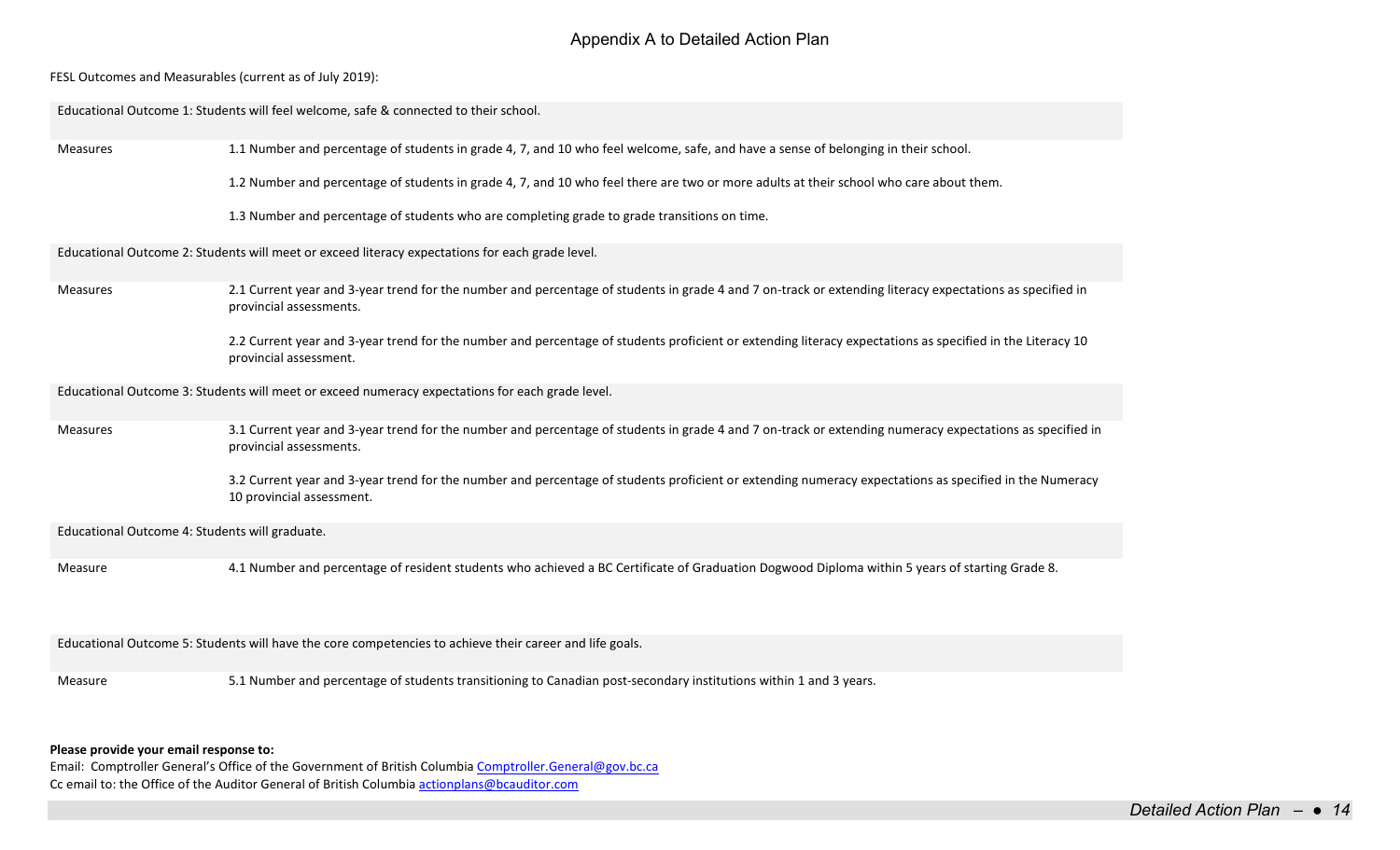# Appendix A to Detailed Action Plan

FESL Outcomes and Measurables (current as of July 2019):

| | |
|---|---|
| Educational Outcome 1: Students will feel welcome, safe & connected to their school. | |
| Measures | 1.1 Number and percentage of students in grade 4, 7, and 10 who feel welcome, safe, and have a sense of belonging in their school. |
| | 1.2 Number and percentage of students in grade 4, 7, and 10 who feel there are two or more adults at their school who care about them. |
| | 1.3 Number and percentage of students who are completing grade to grade transitions on time. |
| Educational Outcome 2: Students will meet or exceed literacy expectations for each grade level. | |
| Measures | 2.1 Current year and 3-year trend for the number and percentage of students in grade 4 and 7 on-track or extending literacy expectations as specified in provincial assessments. |
| | 2.2 Current year and 3-year trend for the number and percentage of students proficient or extending literacy expectations as specified in the Literacy 10 provincial assessment. |
| Educational Outcome 3: Students will meet or exceed numeracy expectations for each grade level. | |
| Measures | 3.1 Current year and 3-year trend for the number and percentage of students in grade 4 and 7 on-track or extending numeracy expectations as specified in provincial assessments. |
| | 3.2 Current year and 3-year trend for the number and percentage of students proficient or extending numeracy expectations as specified in the Numeracy 10 provincial assessment. |
| Educational Outcome 4: Students will graduate. | |
| Measure | 4.1 Number and percentage of resident students who achieved a BC Certificate of Graduation Dogwood Diploma within 5 years of starting Grade 8. |
| Educational Outcome 5: Students will have the core competencies to achieve their career and life goals. | |
| Measure | 5.1 Number and percentage of students transitioning to Canadian post-secondary institutions within 1 and 3 years. |

**Please provide your email response to:**

Email: Comptroller General's Office of the Government of British Columbia Comptroller.General@gov.bc.ca

Cc email to: the Office of the Auditor General of British Columbia actionplans@bcauditor.com